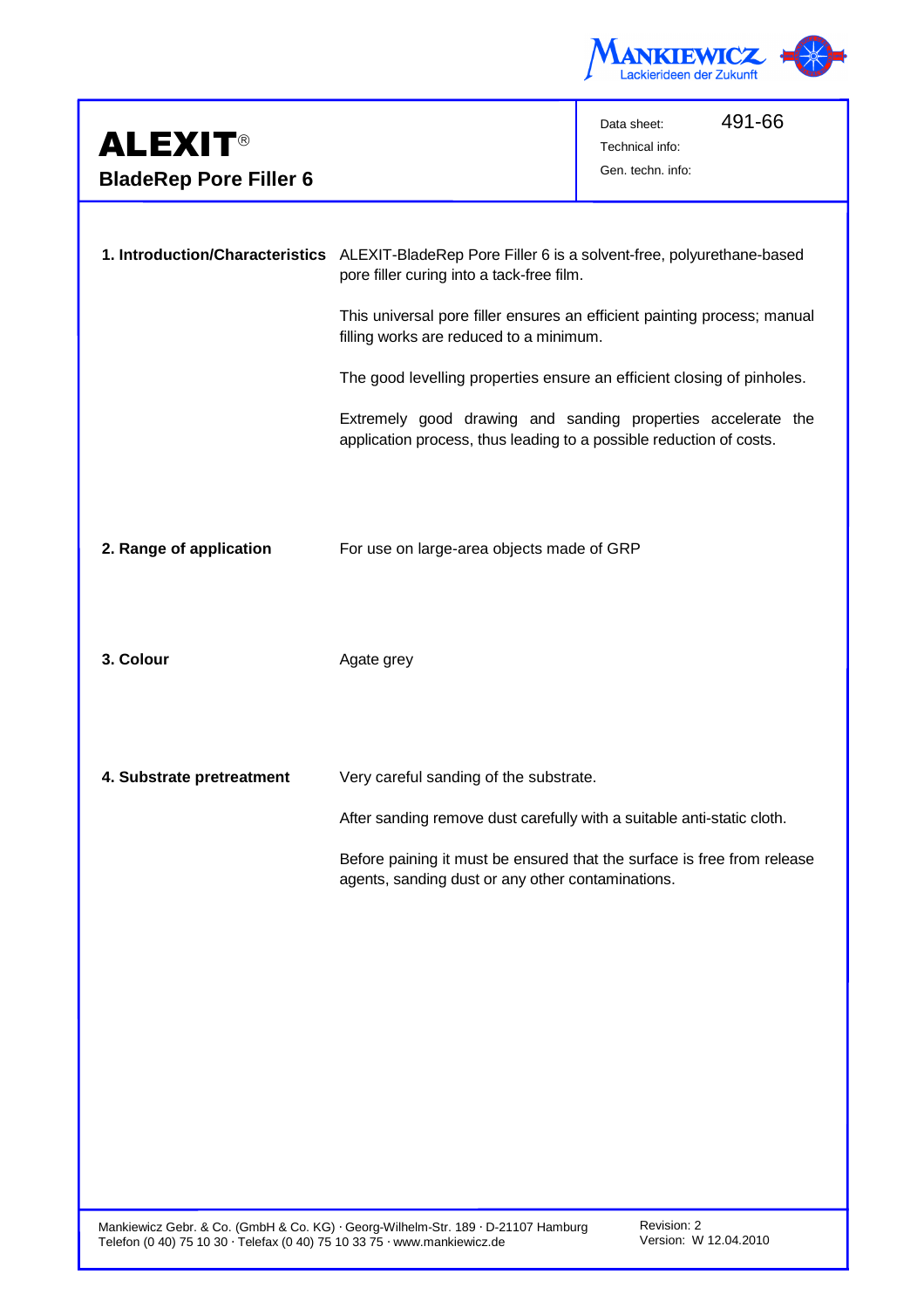# ALEXIT®

## BladeRep Pore Filler 6

| Data sheet: | 491-66 |
| --- | --- |
| Technical info: | |
| Gen. techn. info: | |

**1. Introduction/Characteristics**

ALEXIT-BladeRep Pore Filler 6 is a solvent-free, polyurethane-based pore filler curing into a tack-free film.

This universal pore filler ensures an efficient painting process; manual filling works are reduced to a minimum.

The good levelling properties ensure an efficient closing of pinholes.

Extremely good drawing and sanding properties accelerate the application process, thus leading to a possible reduction of costs.

**2. Range of application**

For use on large-area objects made of GRP

**3. Colour**

Agate grey

**4. Substrate pretreatment**

Very careful sanding of the substrate.

After sanding remove dust carefully with a suitable anti-static cloth.

Before paining it must be ensured that the surface is free from release agents, sanding dust or any other contaminations.

Mankiewicz Gebr. & Co. (GmbH & Co. KG) · Georg-Wilhelm-Str. 189 · D-21107 Hamburg
Telefon (0 40) 75 10 30 · Telefax (0 40) 75 10 33 75 · www.mankiewicz.de

Revision: 2
Version: W 12.04.2010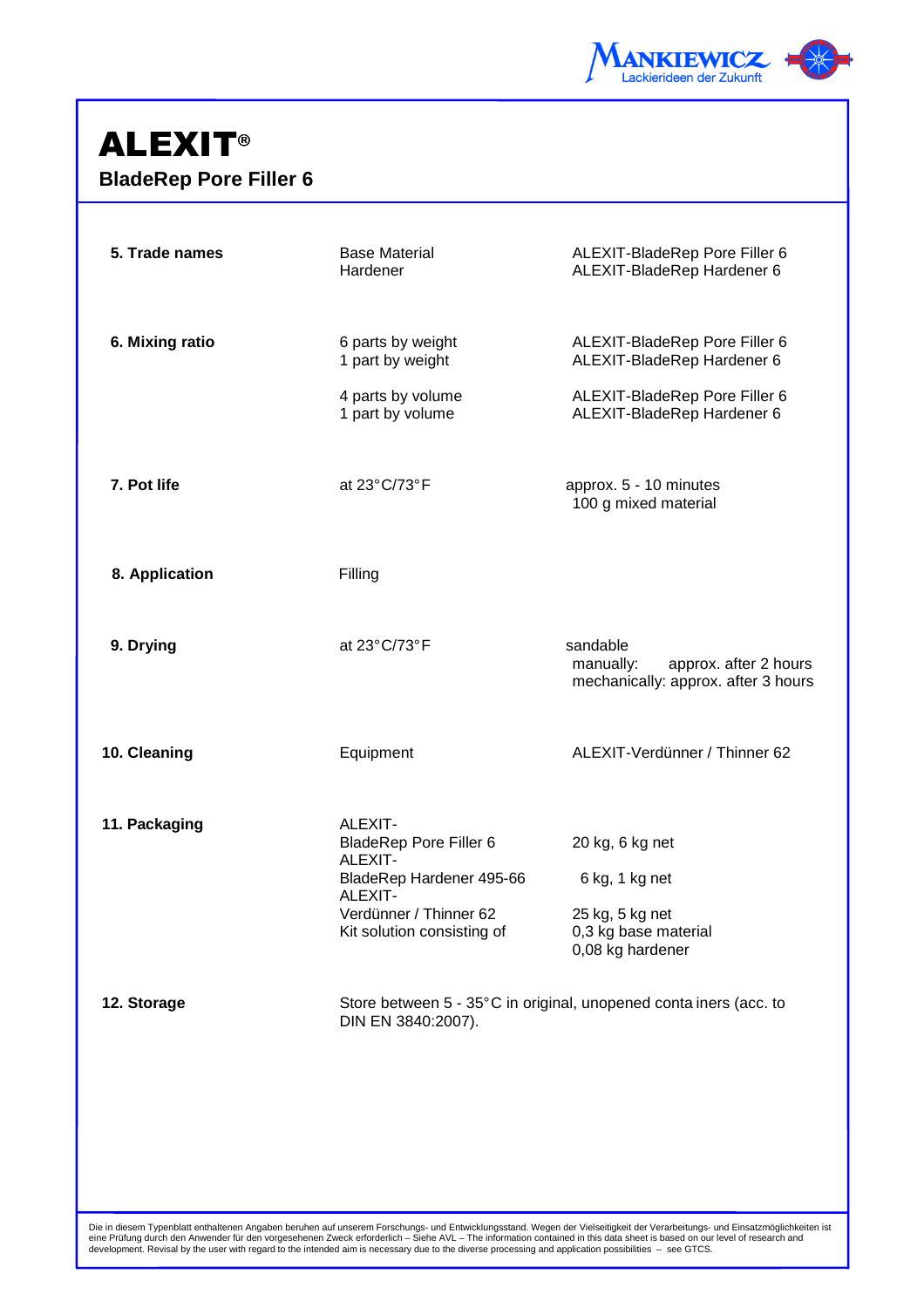# ALEXIT®

## BladeRep Pore Filler 6

| | | |
|---|---|---|
| **5. Trade names** | Base Material<br>Hardener | ALEXIT-BladeRep Pore Filler 6<br>ALEXIT-BladeRep Hardener 6 |
| **6. Mixing ratio** | 6 parts by weight<br>1 part by weight<br><br>4 parts by volume<br>1 part by volume | ALEXIT-BladeRep Pore Filler 6<br>ALEXIT-BladeRep Hardener 6<br><br>ALEXIT-BladeRep Pore Filler 6<br>ALEXIT-BladeRep Hardener 6 |
| **7. Pot life** | at 23°C/73°F | approx. 5 - 10 minutes<br>100 g mixed material |
| **8. Application** | Filling | |
| **9. Drying** | at 23°C/73°F | sandable<br>manually: approx. after 2 hours<br>mechanically: approx. after 3 hours |
| **10. Cleaning** | Equipment | ALEXIT-Verdünner / Thinner 62 |
| **11. Packaging** | ALEXIT-BladeRep Pore Filler 6<br>ALEXIT-BladeRep Hardener 495-66<br>ALEXIT-Verdünner / Thinner 62<br>Kit solution consisting of | 20 kg, 6 kg net<br>6 kg, 1 kg net<br>25 kg, 5 kg net<br>0,3 kg base material<br>0,08 kg hardener |
| **12. Storage** | Store between 5 - 35°C in original, unopened containers (acc. to DIN EN 3840:2007). | |

Die in diesem Typenblatt enthaltenen Angaben beruhen auf unserem Forschungs- und Entwicklungsstand. Wegen der Vielseitigkeit der Verarbeitungs- und Einsatzmöglichkeiten ist eine Prüfung durch den Anwender für den vorgesehenen Zweck erforderlich – Siehe AVL – The information contained in this data sheet is based on our level of research and development. Revisal by the user with regard to the intended aim is necessary due to the diverse processing and application possibilities – see GTCS.